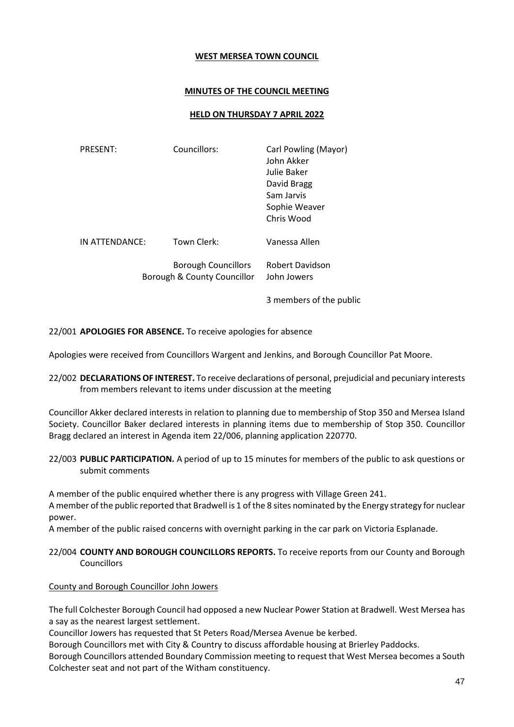# WEST MERSEA TOWN COUNCIL

## MINUTES OF THE COUNCIL MEETING

### HELD ON THURSDAY 7 APRIL 2022

| | | |
|---|---|---|
| PRESENT: | Councillors: | Carl Powling (Mayor) |
| | | John Akker |
| | | Julie Baker |
| | | David Bragg |
| | | Sam Jarvis |
| | | Sophie Weaver |
| | | Chris Wood |
| IN ATTENDANCE: | Town Clerk: | Vanessa Allen |
| | Borough Councillors | Robert Davidson |
| | Borough & County Councillor | John Jowers |
| | | 3 members of the public |

22/001 **APOLOGIES FOR ABSENCE.** To receive apologies for absence

Apologies were received from Councillors Wargent and Jenkins, and Borough Councillor Pat Moore.

22/002 **DECLARATIONS OF INTEREST.** To receive declarations of personal, prejudicial and pecuniary interests from members relevant to items under discussion at the meeting

Councillor Akker declared interests in relation to planning due to membership of Stop 350 and Mersea Island Society. Councillor Baker declared interests in planning items due to membership of Stop 350. Councillor Bragg declared an interest in Agenda item 22/006, planning application 220770.

22/003 **PUBLIC PARTICIPATION.** A period of up to 15 minutes for members of the public to ask questions or submit comments

A member of the public enquired whether there is any progress with Village Green 241.

A member of the public reported that Bradwell is 1 of the 8 sites nominated by the Energy strategy for nuclear power.

A member of the public raised concerns with overnight parking in the car park on Victoria Esplanade.

22/004 **COUNTY AND BOROUGH COUNCILLORS REPORTS.** To receive reports from our County and Borough Councillors

County and Borough Councillor John Jowers

The full Colchester Borough Council had opposed a new Nuclear Power Station at Bradwell. West Mersea has a say as the nearest largest settlement.

Councillor Jowers has requested that St Peters Road/Mersea Avenue be kerbed.

Borough Councillors met with City & Country to discuss affordable housing at Brierley Paddocks.

Borough Councillors attended Boundary Commission meeting to request that West Mersea becomes a South Colchester seat and not part of the Witham constituency.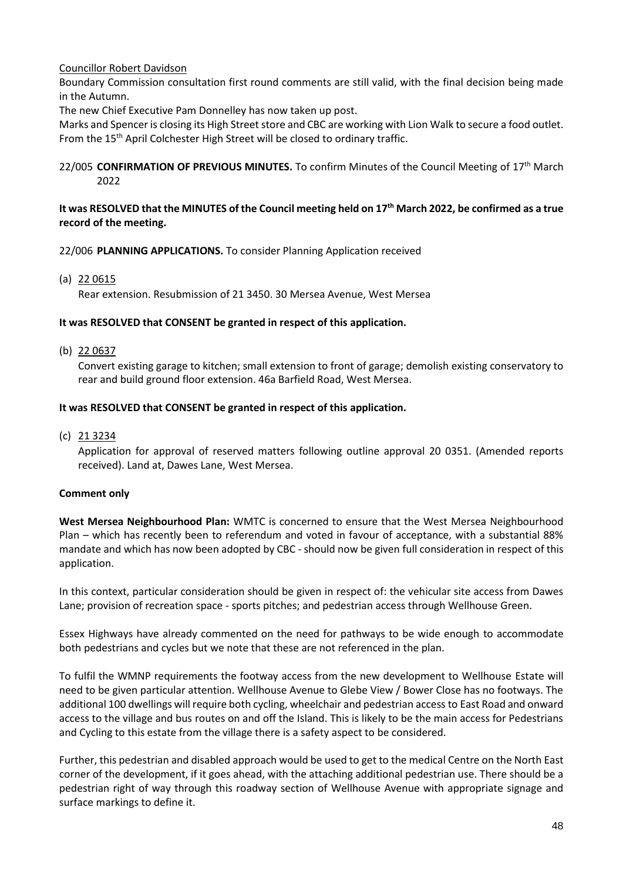Councillor Robert Davidson

Boundary Commission consultation first round comments are still valid, with the final decision being made in the Autumn.

The new Chief Executive Pam Donnelley has now taken up post.

Marks and Spencer is closing its High Street store and CBC are working with Lion Walk to secure a food outlet. From the 15th April Colchester High Street will be closed to ordinary traffic.

22/005 **CONFIRMATION OF PREVIOUS MINUTES.** To confirm Minutes of the Council Meeting of 17th March 2022

**It was RESOLVED that the MINUTES of the Council meeting held on 17th March 2022, be confirmed as a true record of the meeting.**

22/006 **PLANNING APPLICATIONS.** To consider Planning Application received

(a) 22 0615

Rear extension. Resubmission of 21 3450. 30 Mersea Avenue, West Mersea

**It was RESOLVED that CONSENT be granted in respect of this application.**

(b) 22 0637

Convert existing garage to kitchen; small extension to front of garage; demolish existing conservatory to rear and build ground floor extension. 46a Barfield Road, West Mersea.

**It was RESOLVED that CONSENT be granted in respect of this application.**

(c) 21 3234

Application for approval of reserved matters following outline approval 20 0351. (Amended reports received). Land at, Dawes Lane, West Mersea.

**Comment only**

**West Mersea Neighbourhood Plan:** WMTC is concerned to ensure that the West Mersea Neighbourhood Plan – which has recently been to referendum and voted in favour of acceptance, with a substantial 88% mandate and which has now been adopted by CBC - should now be given full consideration in respect of this application.

In this context, particular consideration should be given in respect of: the vehicular site access from Dawes Lane; provision of recreation space - sports pitches; and pedestrian access through Wellhouse Green.

Essex Highways have already commented on the need for pathways to be wide enough to accommodate both pedestrians and cycles but we note that these are not referenced in the plan.

To fulfil the WMNP requirements the footway access from the new development to Wellhouse Estate will need to be given particular attention. Wellhouse Avenue to Glebe View / Bower Close has no footways. The additional 100 dwellings will require both cycling, wheelchair and pedestrian access to East Road and onward access to the village and bus routes on and off the Island. This is likely to be the main access for Pedestrians and Cycling to this estate from the village there is a safety aspect to be considered.

Further, this pedestrian and disabled approach would be used to get to the medical Centre on the North East corner of the development, if it goes ahead, with the attaching additional pedestrian use. There should be a pedestrian right of way through this roadway section of Wellhouse Avenue with appropriate signage and surface markings to define it.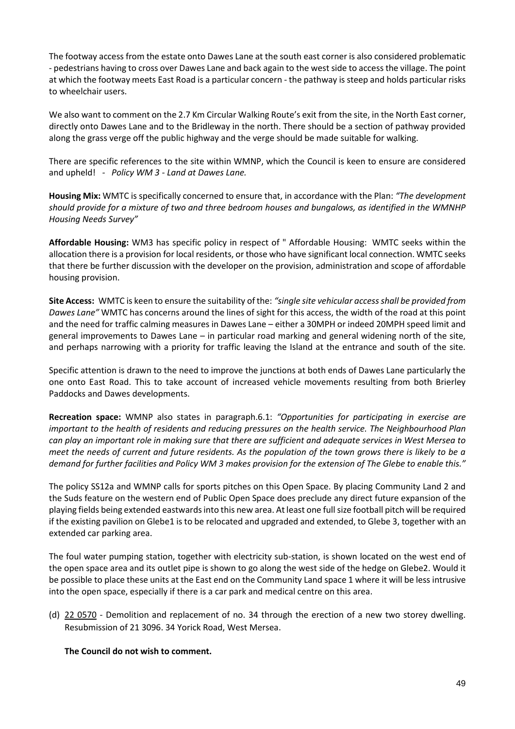The footway access from the estate onto Dawes Lane at the south east corner is also considered problematic - pedestrians having to cross over Dawes Lane and back again to the west side to access the village. The point at which the footway meets East Road is a particular concern - the pathway is steep and holds particular risks to wheelchair users.

We also want to comment on the 2.7 Km Circular Walking Route's exit from the site, in the North East corner, directly onto Dawes Lane and to the Bridleway in the north. There should be a section of pathway provided along the grass verge off the public highway and the verge should be made suitable for walking.

There are specific references to the site within WMNP, which the Council is keen to ensure are considered and upheld! - *Policy WM 3 - Land at Dawes Lane.*

**Housing Mix:** WMTC is specifically concerned to ensure that, in accordance with the Plan: *"The development should provide for a mixture of two and three bedroom houses and bungalows, as identified in the WMNHP Housing Needs Survey"*

**Affordable Housing:** WM3 has specific policy in respect of " Affordable Housing: WMTC seeks within the allocation there is a provision for local residents, or those who have significant local connection. WMTC seeks that there be further discussion with the developer on the provision, administration and scope of affordable housing provision.

**Site Access:** WMTC is keen to ensure the suitability of the: *"single site vehicular access shall be provided from Dawes Lane"* WMTC has concerns around the lines of sight for this access, the width of the road at this point and the need for traffic calming measures in Dawes Lane – either a 30MPH or indeed 20MPH speed limit and general improvements to Dawes Lane – in particular road marking and general widening north of the site, and perhaps narrowing with a priority for traffic leaving the Island at the entrance and south of the site.

Specific attention is drawn to the need to improve the junctions at both ends of Dawes Lane particularly the one onto East Road. This to take account of increased vehicle movements resulting from both Brierley Paddocks and Dawes developments.

**Recreation space:** WMNP also states in paragraph.6.1: *"Opportunities for participating in exercise are important to the health of residents and reducing pressures on the health service. The Neighbourhood Plan can play an important role in making sure that there are sufficient and adequate services in West Mersea to meet the needs of current and future residents. As the population of the town grows there is likely to be a demand for further facilities and Policy WM 3 makes provision for the extension of The Glebe to enable this."*

The policy SS12a and WMNP calls for sports pitches on this Open Space. By placing Community Land 2 and the Suds feature on the western end of Public Open Space does preclude any direct future expansion of the playing fields being extended eastwards into this new area. At least one full size football pitch will be required if the existing pavilion on Glebe1 is to be relocated and upgraded and extended, to Glebe 3, together with an extended car parking area.

The foul water pumping station, together with electricity sub-station, is shown located on the west end of the open space area and its outlet pipe is shown to go along the west side of the hedge on Glebe2. Would it be possible to place these units at the East end on the Community Land space 1 where it will be less intrusive into the open space, especially if there is a car park and medical centre on this area.

(d) 22 0570 - Demolition and replacement of no. 34 through the erection of a new two storey dwelling. Resubmission of 21 3096. 34 Yorick Road, West Mersea.

**The Council do not wish to comment.**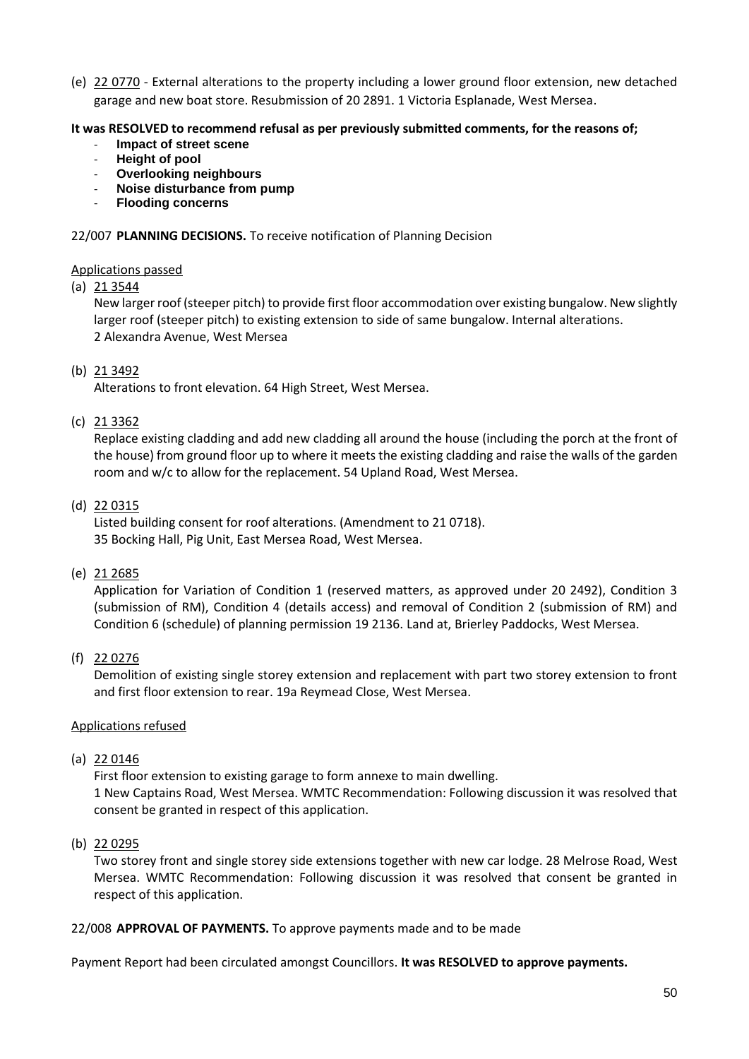(e) 22 0770 - External alterations to the property including a lower ground floor extension, new detached garage and new boat store. Resubmission of 20 2891. 1 Victoria Esplanade, West Mersea.

**It was RESOLVED to recommend refusal as per previously submitted comments, for the reasons of;**

- **Impact of street scene**
- **Height of pool**
- **Overlooking neighbours**
- **Noise disturbance from pump**
- **Flooding concerns**

22/007 **PLANNING DECISIONS.** To receive notification of Planning Decision

Applications passed

(a) 21 3544
New larger roof (steeper pitch) to provide first floor accommodation over existing bungalow. New slightly larger roof (steeper pitch) to existing extension to side of same bungalow. Internal alterations.
2 Alexandra Avenue, West Mersea

(b) 21 3492
Alterations to front elevation. 64 High Street, West Mersea.

(c) 21 3362
Replace existing cladding and add new cladding all around the house (including the porch at the front of the house) from ground floor up to where it meets the existing cladding and raise the walls of the garden room and w/c to allow for the replacement. 54 Upland Road, West Mersea.

(d) 22 0315
Listed building consent for roof alterations. (Amendment to 21 0718).
35 Bocking Hall, Pig Unit, East Mersea Road, West Mersea.

(e) 21 2685
Application for Variation of Condition 1 (reserved matters, as approved under 20 2492), Condition 3 (submission of RM), Condition 4 (details access) and removal of Condition 2 (submission of RM) and Condition 6 (schedule) of planning permission 19 2136. Land at, Brierley Paddocks, West Mersea.

(f) 22 0276
Demolition of existing single storey extension and replacement with part two storey extension to front and first floor extension to rear. 19a Reymead Close, West Mersea.

Applications refused

(a) 22 0146
First floor extension to existing garage to form annexe to main dwelling.
1 New Captains Road, West Mersea. WMTC Recommendation: Following discussion it was resolved that consent be granted in respect of this application.

(b) 22 0295
Two storey front and single storey side extensions together with new car lodge. 28 Melrose Road, West Mersea. WMTC Recommendation: Following discussion it was resolved that consent be granted in respect of this application.

22/008 **APPROVAL OF PAYMENTS.** To approve payments made and to be made

Payment Report had been circulated amongst Councillors. **It was RESOLVED to approve payments.**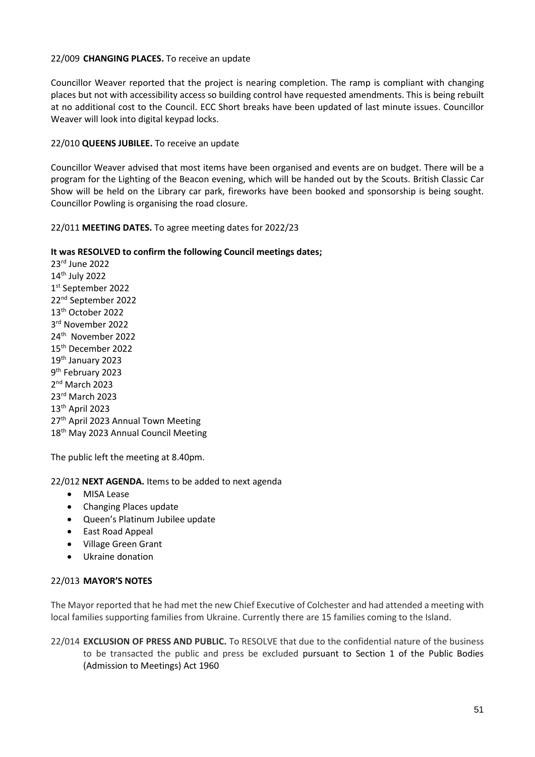22/009 **CHANGING PLACES.** To receive an update

Councillor Weaver reported that the project is nearing completion. The ramp is compliant with changing places but not with accessibility access so building control have requested amendments. This is being rebuilt at no additional cost to the Council. ECC Short breaks have been updated of last minute issues. Councillor Weaver will look into digital keypad locks.

22/010 **QUEENS JUBILEE.** To receive an update

Councillor Weaver advised that most items have been organised and events are on budget. There will be a program for the Lighting of the Beacon evening, which will be handed out by the Scouts. British Classic Car Show will be held on the Library car park, fireworks have been booked and sponsorship is being sought. Councillor Powling is organising the road closure.

22/011 **MEETING DATES.** To agree meeting dates for 2022/23

**It was RESOLVED to confirm the following Council meetings dates;**

23rd June 2022
14th July 2022
1st September 2022
22nd September 2022
13th October 2022
3rd November 2022
24th November 2022
15th December 2022
19th January 2023
9th February 2023
2nd March 2023
23rd March 2023
13th April 2023
27th April 2023 Annual Town Meeting
18th May 2023 Annual Council Meeting

The public left the meeting at 8.40pm.

22/012 **NEXT AGENDA.** Items to be added to next agenda

- MISA Lease
- Changing Places update
- Queen's Platinum Jubilee update
- East Road Appeal
- Village Green Grant
- Ukraine donation

22/013 **MAYOR'S NOTES**

The Mayor reported that he had met the new Chief Executive of Colchester and had attended a meeting with local families supporting families from Ukraine. Currently there are 15 families coming to the Island.

22/014 **EXCLUSION OF PRESS AND PUBLIC.** To RESOLVE that due to the confidential nature of the business to be transacted the public and press be excluded pursuant to Section 1 of the Public Bodies (Admission to Meetings) Act 1960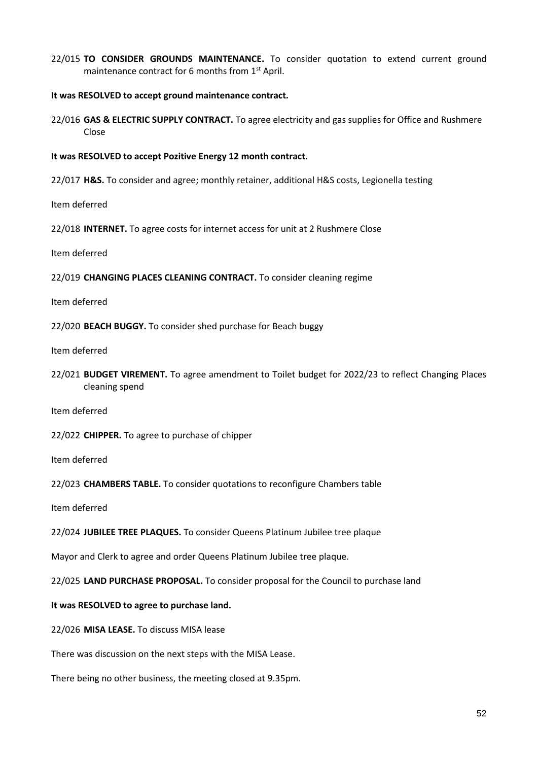22/015 **TO CONSIDER GROUNDS MAINTENANCE.** To consider quotation to extend current ground maintenance contract for 6 months from 1st April.

**It was RESOLVED to accept ground maintenance contract.**

22/016 **GAS & ELECTRIC SUPPLY CONTRACT.** To agree electricity and gas supplies for Office and Rushmere Close

**It was RESOLVED to accept Pozitive Energy 12 month contract.**

22/017 **H&S.** To consider and agree; monthly retainer, additional H&S costs, Legionella testing

Item deferred

22/018 **INTERNET.** To agree costs for internet access for unit at 2 Rushmere Close

Item deferred

22/019 **CHANGING PLACES CLEANING CONTRACT.** To consider cleaning regime

Item deferred

22/020 **BEACH BUGGY.** To consider shed purchase for Beach buggy

Item deferred

22/021 **BUDGET VIREMENT.** To agree amendment to Toilet budget for 2022/23 to reflect Changing Places cleaning spend

Item deferred

22/022 **CHIPPER.** To agree to purchase of chipper

Item deferred

22/023 **CHAMBERS TABLE.** To consider quotations to reconfigure Chambers table

Item deferred

22/024 **JUBILEE TREE PLAQUES.** To consider Queens Platinum Jubilee tree plaque

Mayor and Clerk to agree and order Queens Platinum Jubilee tree plaque.

22/025 **LAND PURCHASE PROPOSAL.** To consider proposal for the Council to purchase land

**It was RESOLVED to agree to purchase land.**

22/026 **MISA LEASE.** To discuss MISA lease

There was discussion on the next steps with the MISA Lease.

There being no other business, the meeting closed at 9.35pm.